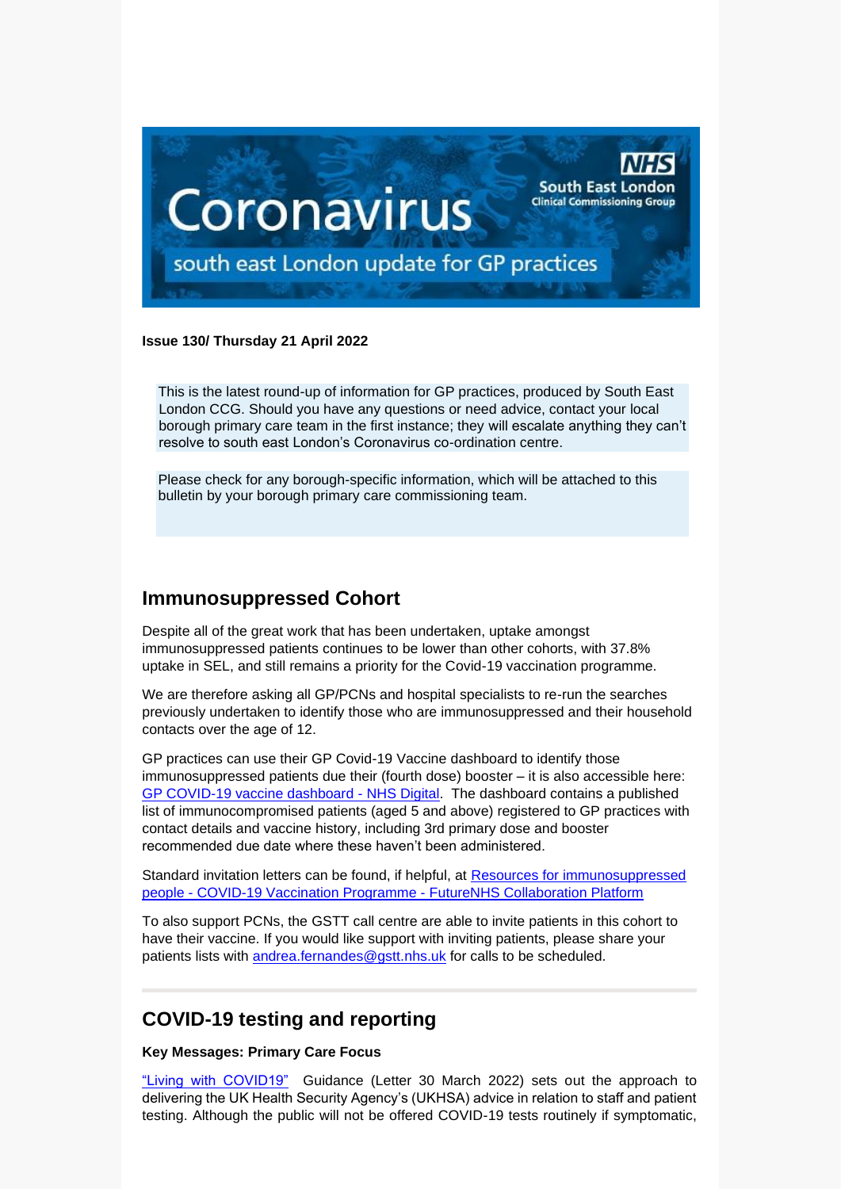**Issue 130/ Thursday 21 April 2022**

This is the latest round-up of information for GP practices, produced by South East London CCG. Should you have any questions or need advice, contact your local borough primary care team in the first instance; they will escalate anything they can't resolve to south east London's Coronavirus co-ordination centre.

Please check for any borough-specific information, which will be attached to this bulletin by your borough primary care commissioning team.

## Immunosuppressed Cohort

Despite all of the great work that has been undertaken, uptake amongst immunosuppressed patients continues to be lower than other cohorts, with 37.8% uptake in SEL, and still remains a priority for the Covid-19 vaccination programme.

We are therefore asking all GP/PCNs and hospital specialists to re-run the searches previously undertaken to identify those who are immunosuppressed and their household contacts over the age of 12.

GP practices can use their GP Covid-19 Vaccine dashboard to identify those immunosuppressed patients due their (fourth dose) booster – it is also accessible here: GP COVID-19 vaccine dashboard - NHS Digital. The dashboard contains a published list of immunocompromised patients (aged 5 and above) registered to GP practices with contact details and vaccine history, including 3rd primary dose and booster recommended due date where these haven't been administered.

Standard invitation letters can be found, if helpful, at Resources for immunosuppressed people - COVID-19 Vaccination Programme - FutureNHS Collaboration Platform

To also support PCNs, the GSTT call centre are able to invite patients in this cohort to have their vaccine. If you would like support with inviting patients, please share your patients lists with andrea.fernandes@gstt.nhs.uk for calls to be scheduled.

## COVID-19 testing and reporting

**Key Messages: Primary Care Focus**

"Living with COVID19" Guidance (Letter 30 March 2022) sets out the approach to delivering the UK Health Security Agency's (UKHSA) advice in relation to staff and patient testing. Although the public will not be offered COVID-19 tests routinely if symptomatic,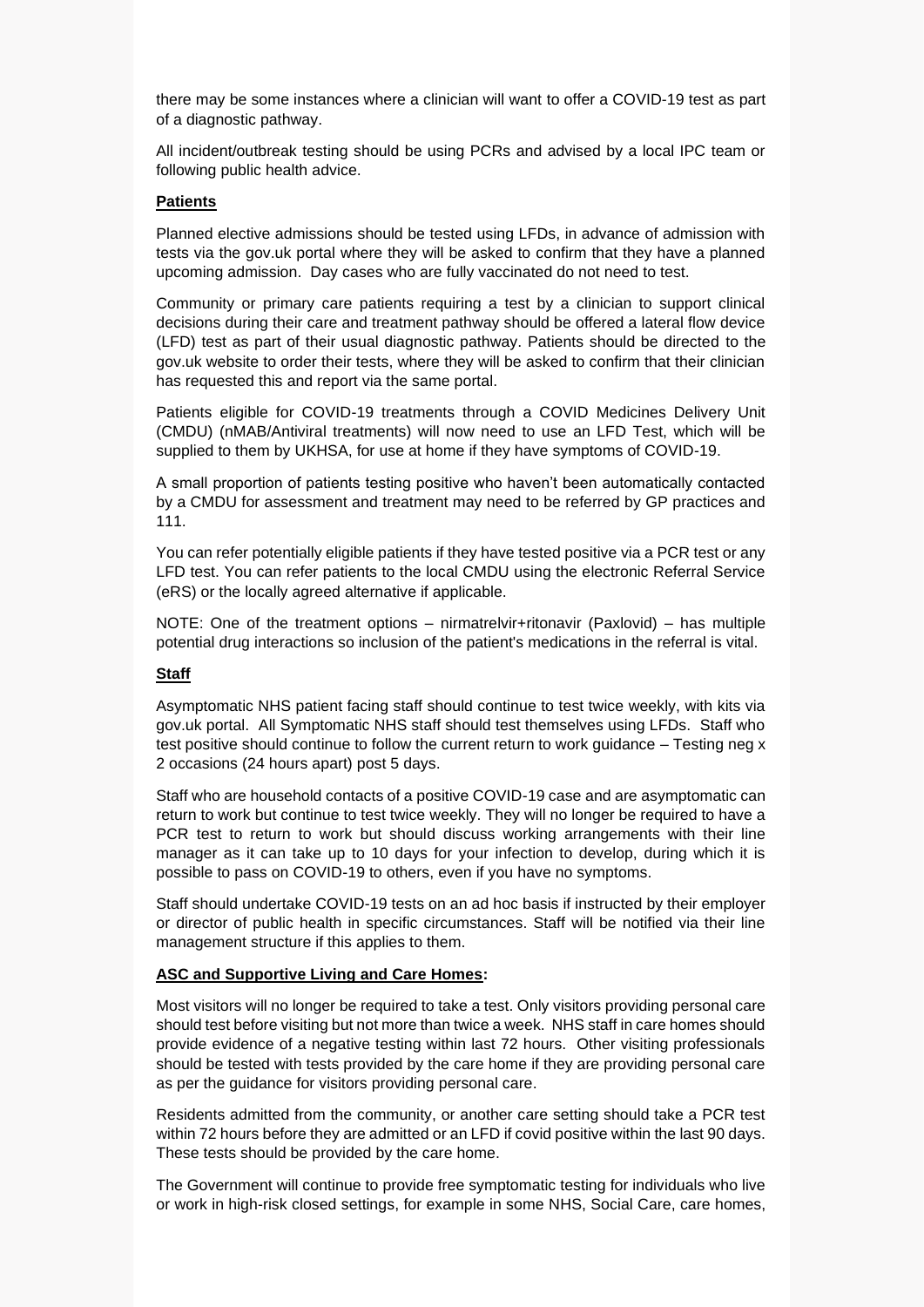there may be some instances where a clinician will want to offer a COVID-19 test as part of a diagnostic pathway.

All incident/outbreak testing should be using PCRs and advised by a local IPC team or following public health advice.

**Patients**

Planned elective admissions should be tested using LFDs, in advance of admission with tests via the gov.uk portal where they will be asked to confirm that they have a planned upcoming admission. Day cases who are fully vaccinated do not need to test.

Community or primary care patients requiring a test by a clinician to support clinical decisions during their care and treatment pathway should be offered a lateral flow device (LFD) test as part of their usual diagnostic pathway. Patients should be directed to the gov.uk website to order their tests, where they will be asked to confirm that their clinician has requested this and report via the same portal.

Patients eligible for COVID-19 treatments through a COVID Medicines Delivery Unit (CMDU) (nMAB/Antiviral treatments) will now need to use an LFD Test, which will be supplied to them by UKHSA, for use at home if they have symptoms of COVID-19.

A small proportion of patients testing positive who haven't been automatically contacted by a CMDU for assessment and treatment may need to be referred by GP practices and 111.

You can refer potentially eligible patients if they have tested positive via a PCR test or any LFD test. You can refer patients to the local CMDU using the electronic Referral Service (eRS) or the locally agreed alternative if applicable.

NOTE: One of the treatment options – nirmatrelvir+ritonavir (Paxlovid) – has multiple potential drug interactions so inclusion of the patient's medications in the referral is vital.

**Staff**

Asymptomatic NHS patient facing staff should continue to test twice weekly, with kits via gov.uk portal. All Symptomatic NHS staff should test themselves using LFDs. Staff who test positive should continue to follow the current return to work guidance – Testing neg x 2 occasions (24 hours apart) post 5 days.

Staff who are household contacts of a positive COVID-19 case and are asymptomatic can return to work but continue to test twice weekly. They will no longer be required to have a PCR test to return to work but should discuss working arrangements with their line manager as it can take up to 10 days for your infection to develop, during which it is possible to pass on COVID-19 to others, even if you have no symptoms.

Staff should undertake COVID-19 tests on an ad hoc basis if instructed by their employer or director of public health in specific circumstances. Staff will be notified via their line management structure if this applies to them.

**ASC and Supportive Living and Care Homes:**

Most visitors will no longer be required to take a test. Only visitors providing personal care should test before visiting but not more than twice a week. NHS staff in care homes should provide evidence of a negative testing within last 72 hours. Other visiting professionals should be tested with tests provided by the care home if they are providing personal care as per the guidance for visitors providing personal care.

Residents admitted from the community, or another care setting should take a PCR test within 72 hours before they are admitted or an LFD if covid positive within the last 90 days. These tests should be provided by the care home.

The Government will continue to provide free symptomatic testing for individuals who live or work in high-risk closed settings, for example in some NHS, Social Care, care homes,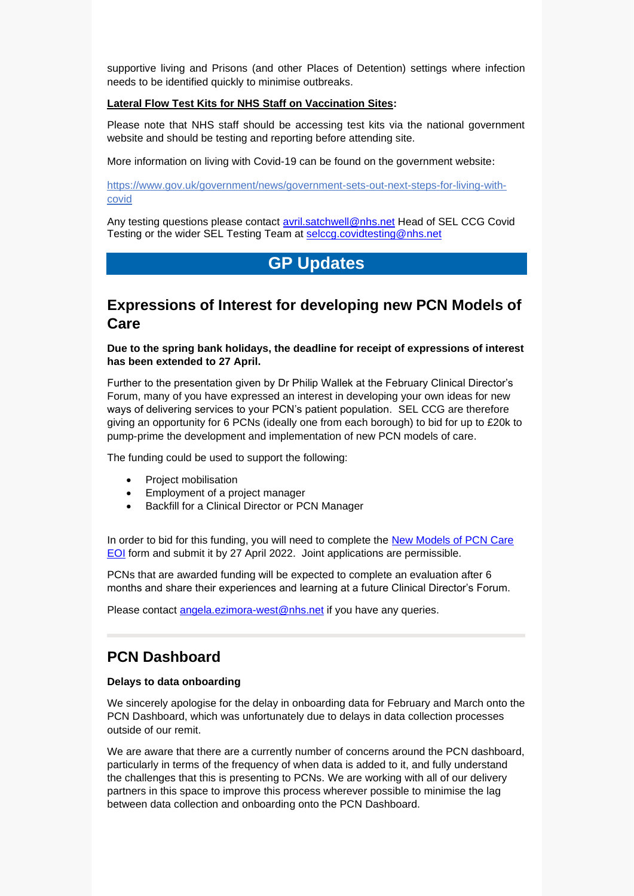supportive living and Prisons (and other Places of Detention) settings where infection needs to be identified quickly to minimise outbreaks.

**Lateral Flow Test Kits for NHS Staff on Vaccination Sites:**

Please note that NHS staff should be accessing test kits via the national government website and should be testing and reporting before attending site.

More information on living with Covid-19 can be found on the government website:

https://www.gov.uk/government/news/government-sets-out-next-steps-for-living-with-covid

Any testing questions please contact avril.satchwell@nhs.net Head of SEL CCG Covid Testing or the wider SEL Testing Team at selccg.covidtesting@nhs.net

# GP Updates

## Expressions of Interest for developing new PCN Models of Care

**Due to the spring bank holidays, the deadline for receipt of expressions of interest has been extended to 27 April.**

Further to the presentation given by Dr Philip Wallek at the February Clinical Director's Forum, many of you have expressed an interest in developing your own ideas for new ways of delivering services to your PCN's patient population. SEL CCG are therefore giving an opportunity for 6 PCNs (ideally one from each borough) to bid for up to £20k to pump-prime the development and implementation of new PCN models of care.

The funding could be used to support the following:

- Project mobilisation
- Employment of a project manager
- Backfill for a Clinical Director or PCN Manager

In order to bid for this funding, you will need to complete the New Models of PCN Care EOI form and submit it by 27 April 2022. Joint applications are permissible.

PCNs that are awarded funding will be expected to complete an evaluation after 6 months and share their experiences and learning at a future Clinical Director's Forum.

Please contact angela.ezimora-west@nhs.net if you have any queries.

---

## PCN Dashboard

**Delays to data onboarding**

We sincerely apologise for the delay in onboarding data for February and March onto the PCN Dashboard, which was unfortunately due to delays in data collection processes outside of our remit.

We are aware that there are a currently number of concerns around the PCN dashboard, particularly in terms of the frequency of when data is added to it, and fully understand the challenges that this is presenting to PCNs. We are working with all of our delivery partners in this space to improve this process wherever possible to minimise the lag between data collection and onboarding onto the PCN Dashboard.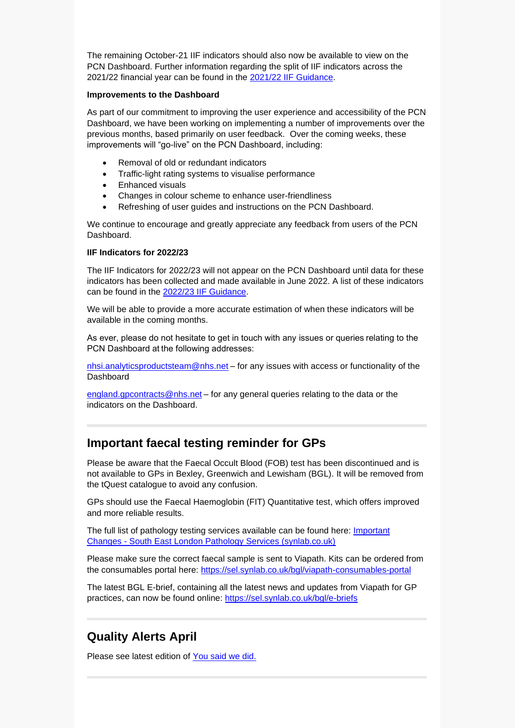The remaining October-21 IIF indicators should also now be available to view on the PCN Dashboard. Further information regarding the split of IIF indicators across the 2021/22 financial year can be found in the [2021/22 IIF Guidance](#).

**Improvements to the Dashboard**

As part of our commitment to improving the user experience and accessibility of the PCN Dashboard, we have been working on implementing a number of improvements over the previous months, based primarily on user feedback. Over the coming weeks, these improvements will "go-live" on the PCN Dashboard, including:

- Removal of old or redundant indicators
- Traffic-light rating systems to visualise performance
- Enhanced visuals
- Changes in colour scheme to enhance user-friendliness
- Refreshing of user guides and instructions on the PCN Dashboard.

We continue to encourage and greatly appreciate any feedback from users of the PCN Dashboard.

**IIF Indicators for 2022/23**

The IIF Indicators for 2022/23 will not appear on the PCN Dashboard until data for these indicators has been collected and made available in June 2022. A list of these indicators can be found in the [2022/23 IIF Guidance](#).

We will be able to provide a more accurate estimation of when these indicators will be available in the coming months.

As ever, please do not hesitate to get in touch with any issues or queries relating to the PCN Dashboard at the following addresses:

nhsi.analyticsproductsteam@nhs.net – for any issues with access or functionality of the Dashboard

england.gpcontracts@nhs.net – for any general queries relating to the data or the indicators on the Dashboard.

## Important faecal testing reminder for GPs

Please be aware that the Faecal Occult Blood (FOB) test has been discontinued and is not available to GPs in Bexley, Greenwich and Lewisham (BGL). It will be removed from the tQuest catalogue to avoid any confusion.

GPs should use the Faecal Haemoglobin (FIT) Quantitative test, which offers improved and more reliable results.

The full list of pathology testing services available can be found here: [Important Changes - South East London Pathology Services (synlab.co.uk)](#)

Please make sure the correct faecal sample is sent to Viapath. Kits can be ordered from the consumables portal here: https://sel.synlab.co.uk/bgl/viapath-consumables-portal

The latest BGL E-brief, containing all the latest news and updates from Viapath for GP practices, can now be found online: https://sel.synlab.co.uk/bgl/e-briefs

## Quality Alerts April

Please see latest edition of [You said we did.](#)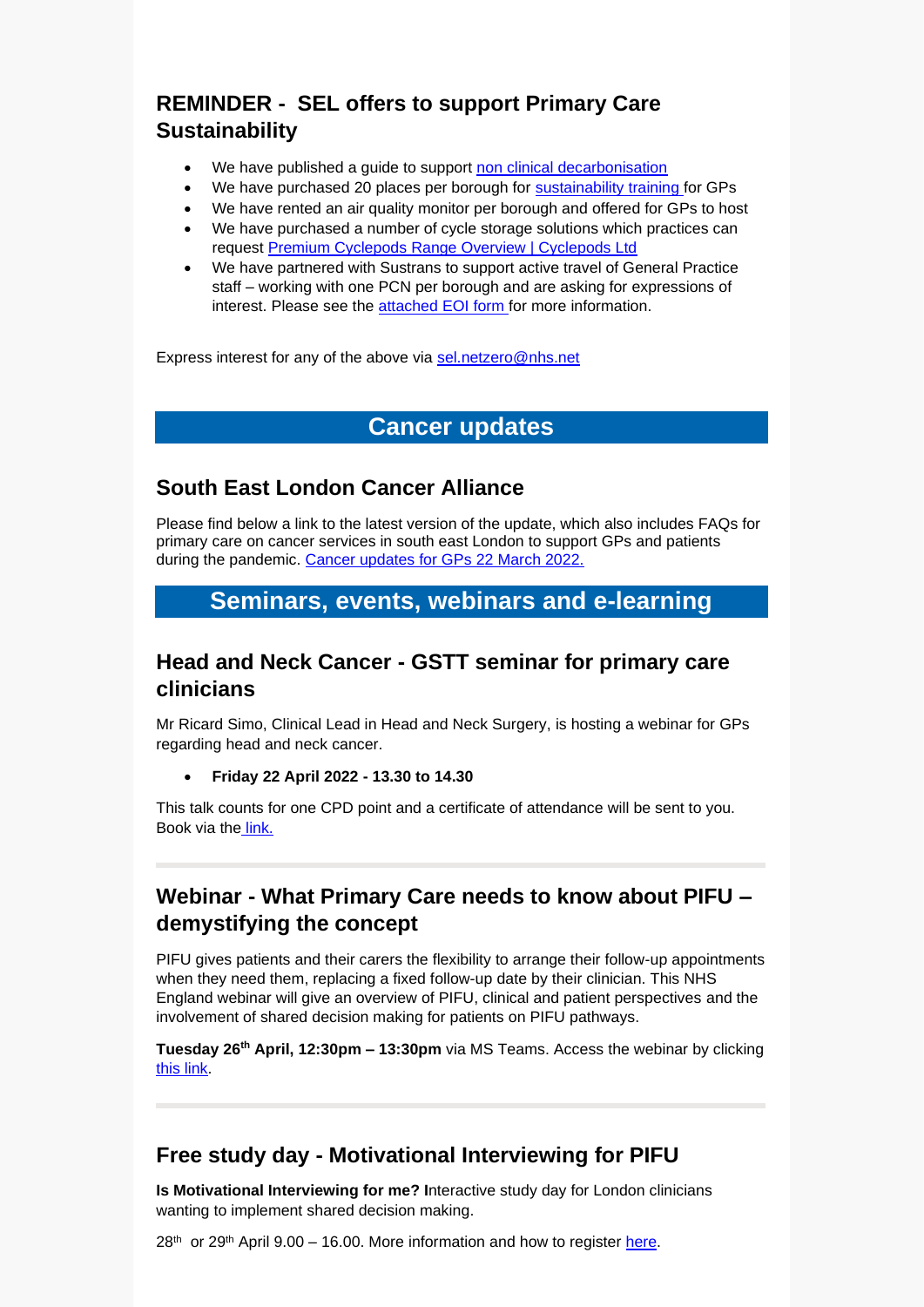## REMINDER - SEL offers to support Primary Care Sustainability

- We have published a guide to support non clinical decarbonisation
- We have purchased 20 places per borough for sustainability training for GPs
- We have rented an air quality monitor per borough and offered for GPs to host
- We have purchased a number of cycle storage solutions which practices can request Premium Cyclepods Range Overview | Cyclepods Ltd
- We have partnered with Sustrans to support active travel of General Practice staff – working with one PCN per borough and are asking for expressions of interest. Please see the attached EOI form for more information.

Express interest for any of the above via sel.netzero@nhs.net

# Cancer updates

## South East London Cancer Alliance

Please find below a link to the latest version of the update, which also includes FAQs for primary care on cancer services in south east London to support GPs and patients during the pandemic. Cancer updates for GPs 22 March 2022.

# Seminars, events, webinars and e-learning

## Head and Neck Cancer - GSTT seminar for primary care clinicians

Mr Ricard Simo, Clinical Lead in Head and Neck Surgery, is hosting a webinar for GPs regarding head and neck cancer.

- **Friday 22 April 2022 - 13.30 to 14.30**

This talk counts for one CPD point and a certificate of attendance will be sent to you. Book via the link.

---

## Webinar - What Primary Care needs to know about PIFU – demystifying the concept

PIFU gives patients and their carers the flexibility to arrange their follow-up appointments when they need them, replacing a fixed follow-up date by their clinician. This NHS England webinar will give an overview of PIFU, clinical and patient perspectives and the involvement of shared decision making for patients on PIFU pathways.

**Tuesday 26th April, 12:30pm – 13:30pm** via MS Teams. Access the webinar by clicking this link.

---

## Free study day - Motivational Interviewing for PIFU

**Is Motivational Interviewing for me? I**nteractive study day for London clinicians wanting to implement shared decision making.

28th or 29th April 9.00 – 16.00. More information and how to register here.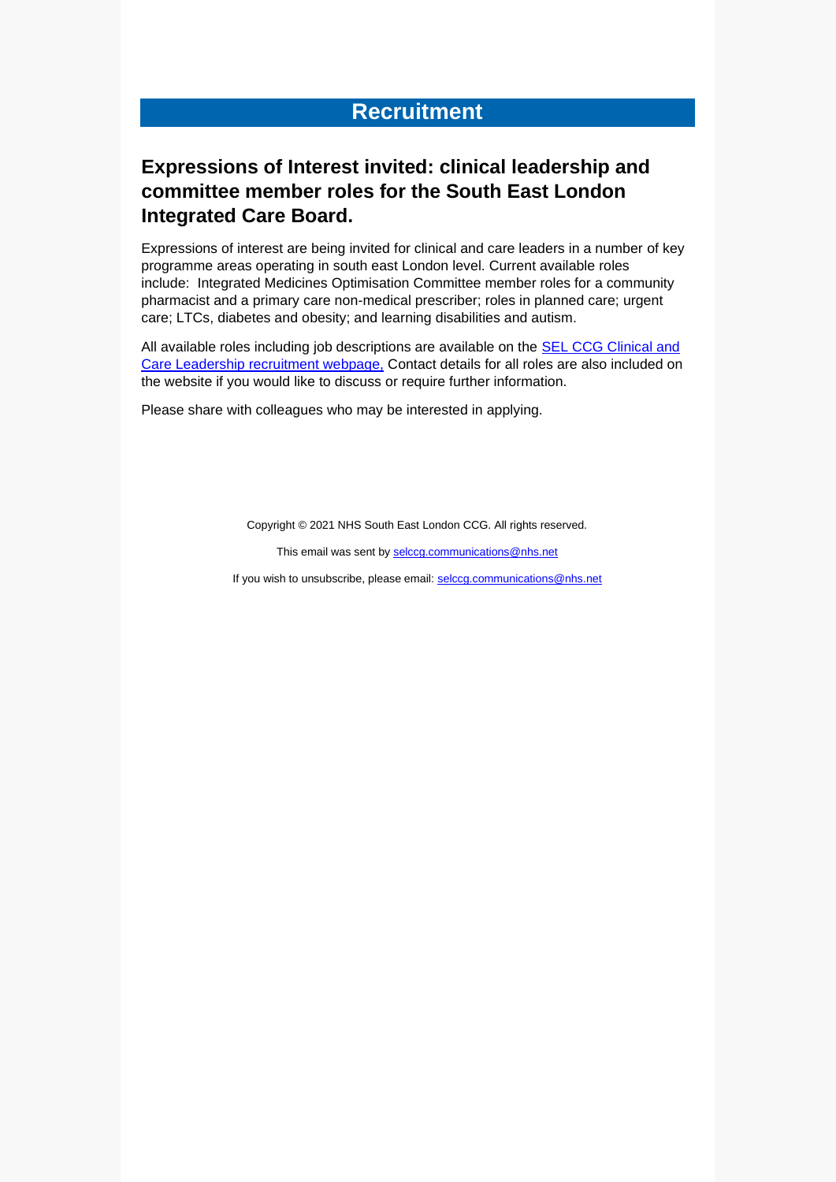## Recruitment

### Expressions of Interest invited: clinical leadership and committee member roles for the South East London Integrated Care Board.

Expressions of interest are being invited for clinical and care leaders in a number of key programme areas operating in south east London level. Current available roles include: Integrated Medicines Optimisation Committee member roles for a community pharmacist and a primary care non-medical prescriber; roles in planned care; urgent care; LTCs, diabetes and obesity; and learning disabilities and autism.

All available roles including job descriptions are available on the SEL CCG Clinical and Care Leadership recruitment webpage, Contact details for all roles are also included on the website if you would like to discuss or require further information.

Please share with colleagues who may be interested in applying.

Copyright © 2021 NHS South East London CCG. All rights reserved.

This email was sent by selccg.communications@nhs.net

If you wish to unsubscribe, please email: selccg.communications@nhs.net